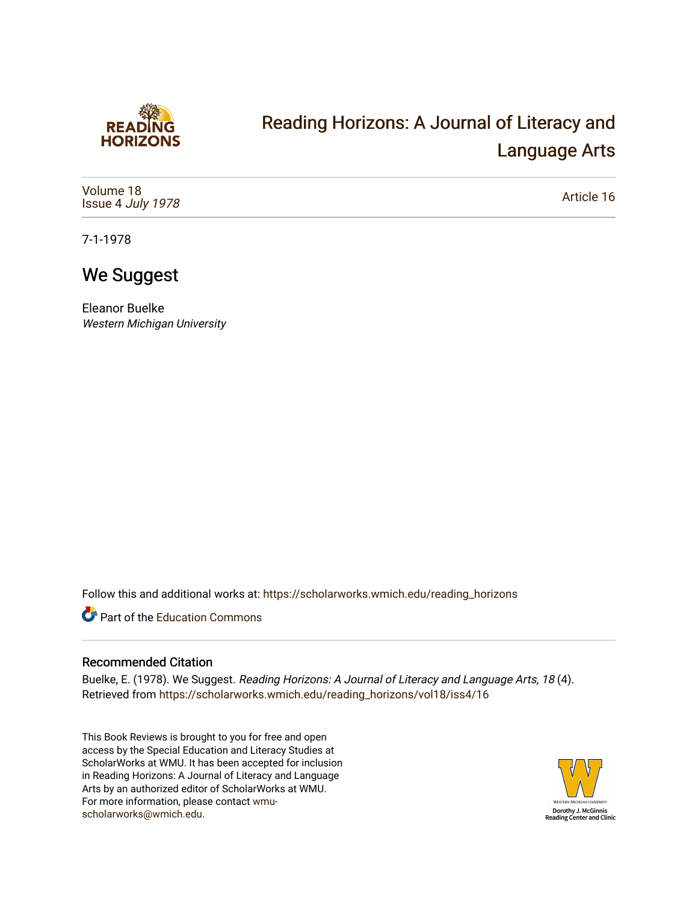Reading Horizons: A Journal of Literacy and Language Arts

Volume 18
Issue 4 *July 1978*

Article 16

7-1-1978

# We Suggest

Eleanor Buelke
*Western Michigan University*

Follow this and additional works at: https://scholarworks.wmich.edu/reading_horizons

Part of the Education Commons

## Recommended Citation

Buelke, E. (1978). We Suggest. *Reading Horizons: A Journal of Literacy and Language Arts, 18* (4). Retrieved from https://scholarworks.wmich.edu/reading_horizons/vol18/iss4/16

This Book Reviews is brought to you for free and open access by the Special Education and Literacy Studies at ScholarWorks at WMU. It has been accepted for inclusion in Reading Horizons: A Journal of Literacy and Language Arts by an authorized editor of ScholarWorks at WMU. For more information, please contact wmu-scholarworks@wmich.edu.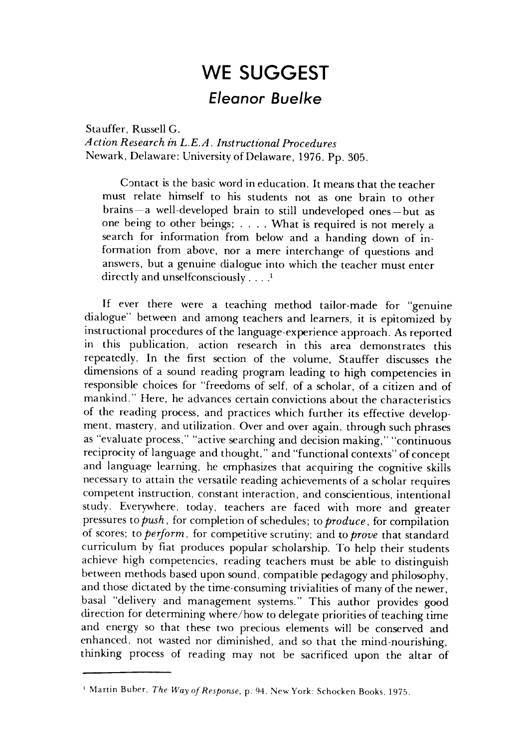# WE SUGGEST

## *Eleanor Buelke*

Stauffer, Russell G.  
*Action Research in L.E.A. Instructional Procedures*  
Newark, Delaware: University of Delaware, 1976. Pp. 305.

> Contact is the basic word in education. It means that the teacher must relate himself to his students not as one brain to other brains—a well-developed brain to still undeveloped ones—but as one being to other beings; . . . . What is required is not merely a search for information from below and a handing down of information from above, nor a mere interchange of questions and answers, but a genuine dialogue into which the teacher must enter directly and unselfconsciously . . . .[1]

If ever there were a teaching method tailor-made for "genuine dialogue" between and among teachers and learners, it is epitomized by instructional procedures of the language-experience approach. As reported in this publication, action research in this area demonstrates this repeatedly. In the first section of the volume, Stauffer discusses the dimensions of a sound reading program leading to high competencies in responsible choices for "freedoms of self, of a scholar, of a citizen and of mankind." Here, he advances certain convictions about the characteristics of the reading process, and practices which further its effective development, mastery, and utilization. Over and over again, through such phrases as "evaluate process," "active searching and decision making," "continuous reciprocity of language and thought," and "functional contexts" of concept and language learning, he emphasizes that acquiring the cognitive skills necessary to attain the versatile reading achievements of a scholar requires competent instruction, constant interaction, and conscientious, intentional study. Everywhere, today, teachers are faced with more and greater pressures to *push*, for completion of schedules; to *produce*, for compilation of scores; to *perform*, for competitive scrutiny; and to *prove* that standard curriculum by fiat produces popular scholarship. To help their students achieve high competencies, reading teachers must be able to distinguish between methods based upon sound, compatible pedagogy and philosophy, and those dictated by the time-consuming trivialities of many of the newer, basal "delivery and management systems." This author provides good direction for determining where/how to delegate priorities of teaching time and energy so that these two precious elements will be conserved and enhanced, not wasted nor diminished, and so that the mind-nourishing, thinking process of reading may not be sacrificed upon the altar of

---

[1] Martin Buber, *The Way of Response*, p. 94. New York: Schocken Books, 1975.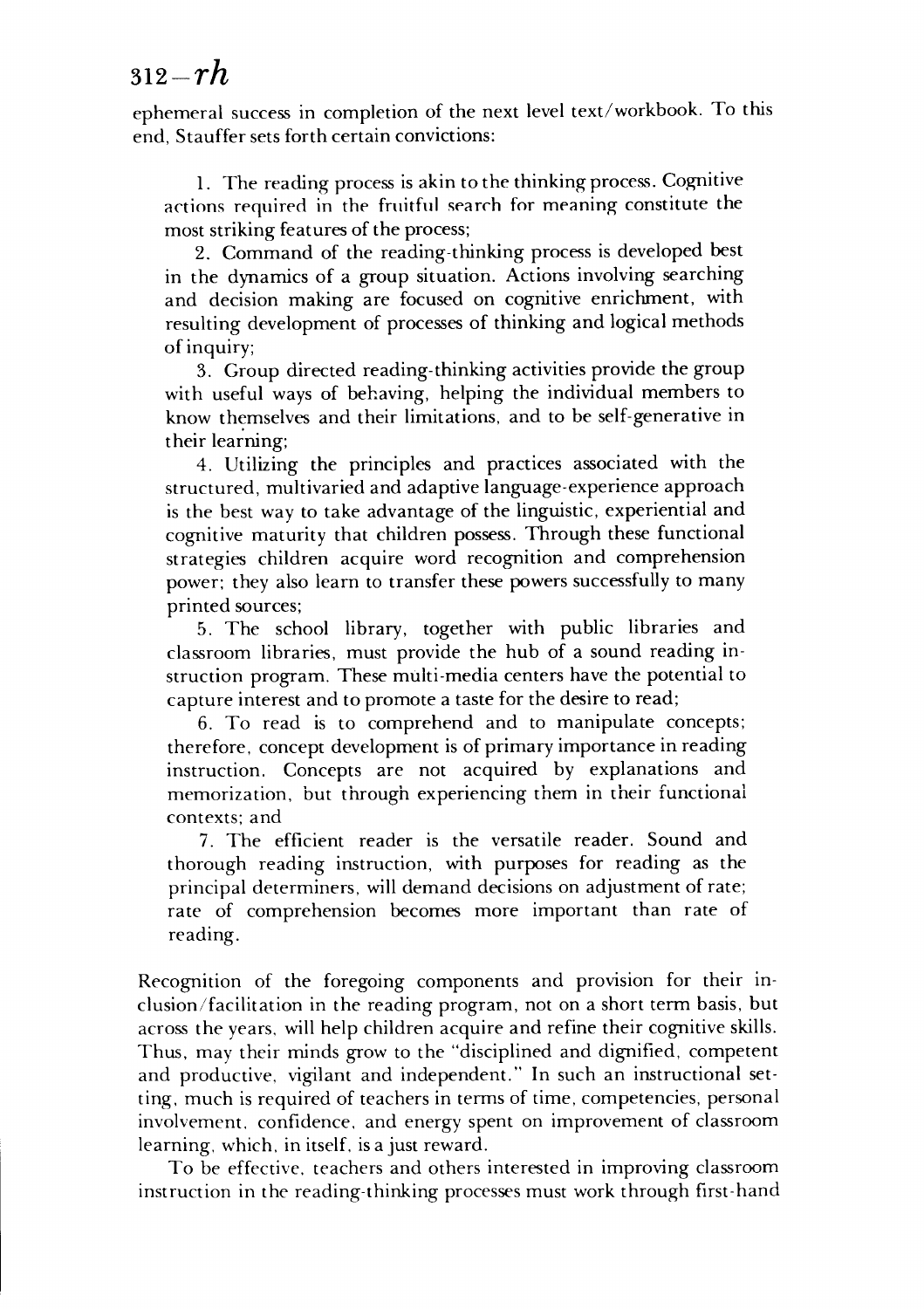ephemeral success in completion of the next level text/workbook. To this end, Stauffer sets forth certain convictions:

1. The reading process is akin to the thinking process. Cognitive actions required in the fruitful search for meaning constitute the most striking features of the process;

2. Command of the reading-thinking process is developed best in the dynamics of a group situation. Actions involving searching and decision making are focused on cognitive enrichment, with resulting development of processes of thinking and logical methods of inquiry;

3. Group directed reading-thinking activities provide the group with useful ways of behaving, helping the individual members to know themselves and their limitations, and to be self-generative in their learning;

4. Utilizing the principles and practices associated with the structured, multivaried and adaptive language-experience approach is the best way to take advantage of the linguistic, experiential and cognitive maturity that children possess. Through these functional strategies children acquire word recognition and comprehension power; they also learn to transfer these powers successfully to many printed sources;

5. The school library, together with public libraries and classroom libraries, must provide the hub of a sound reading instruction program. These multi-media centers have the potential to capture interest and to promote a taste for the desire to read;

6. To read is to comprehend and to manipulate concepts; therefore, concept development is of primary importance in reading instruction. Concepts are not acquired by explanations and memorization, but through experiencing them in their functional contexts; and

7. The efficient reader is the versatile reader. Sound and thorough reading instruction, with purposes for reading as the principal determiners, will demand decisions on adjustment of rate; rate of comprehension becomes more important than rate of reading.

Recognition of the foregoing components and provision for their inclusion/facilitation in the reading program, not on a short term basis, but across the years, will help children acquire and refine their cognitive skills. Thus, may their minds grow to the "disciplined and dignified, competent and productive, vigilant and independent." In such an instructional setting, much is required of teachers in terms of time, competencies, personal involvement, confidence, and energy spent on improvement of classroom learning, which, in itself, is a just reward.

To be effective, teachers and others interested in improving classroom instruction in the reading-thinking processes must work through first-hand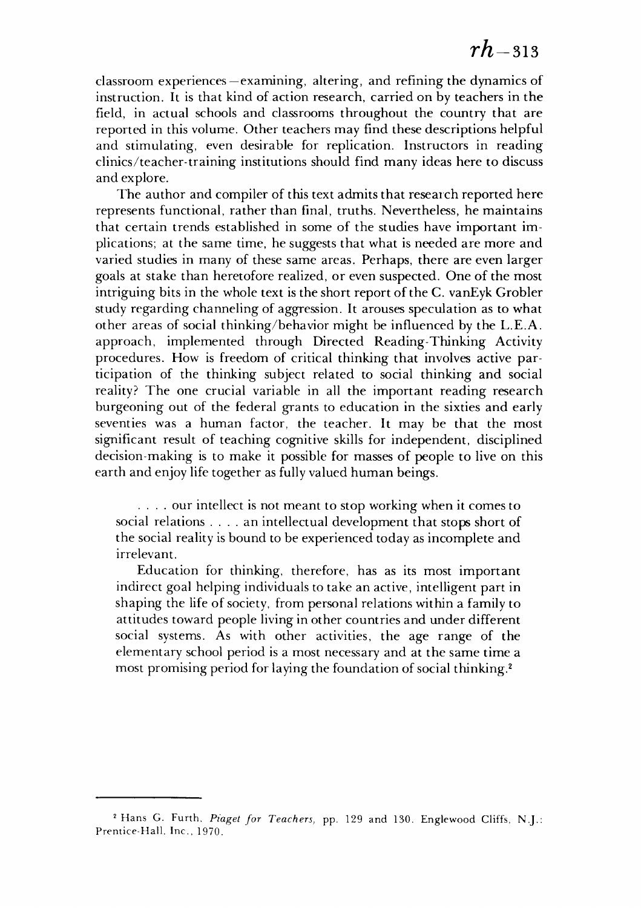classroom experiences—examining, altering, and refining the dynamics of instruction. It is that kind of action research, carried on by teachers in the field, in actual schools and classrooms throughout the country that are reported in this volume. Other teachers may find these descriptions helpful and stimulating, even desirable for replication. Instructors in reading clinics/teacher-training institutions should find many ideas here to discuss and explore.

The author and compiler of this text admits that research reported here represents functional, rather than final, truths. Nevertheless, he maintains that certain trends established in some of the studies have important implications; at the same time, he suggests that what is needed are more and varied studies in many of these same areas. Perhaps, there are even larger goals at stake than heretofore realized, or even suspected. One of the most intriguing bits in the whole text is the short report of the C. vanEyk Grobler study regarding channeling of aggression. It arouses speculation as to what other areas of social thinking/behavior might be influenced by the L.E.A. approach, implemented through Directed Reading-Thinking Activity procedures. How is freedom of critical thinking that involves active participation of the thinking subject related to social thinking and social reality? The one crucial variable in all the important reading research burgeoning out of the federal grants to education in the sixties and early seventies was a human factor, the teacher. It may be that the most significant result of teaching cognitive skills for independent, disciplined decision-making is to make it possible for masses of people to live on this earth and enjoy life together as fully valued human beings.

> . . . . our intellect is not meant to stop working when it comes to social relations . . . . an intellectual development that stops short of the social reality is bound to be experienced today as incomplete and irrelevant.
>
> Education for thinking, therefore, has as its most important indirect goal helping individuals to take an active, intelligent part in shaping the life of society, from personal relations within a family to attitudes toward people living in other countries and under different social systems. As with other activities, the age range of the elementary school period is a most necessary and at the same time a most promising period for laying the foundation of social thinking.[2]

[2] Hans G. Furth, *Piaget for Teachers,* pp. 129 and 130. Englewood Cliffs, N.J.: Prentice-Hall, Inc., 1970.